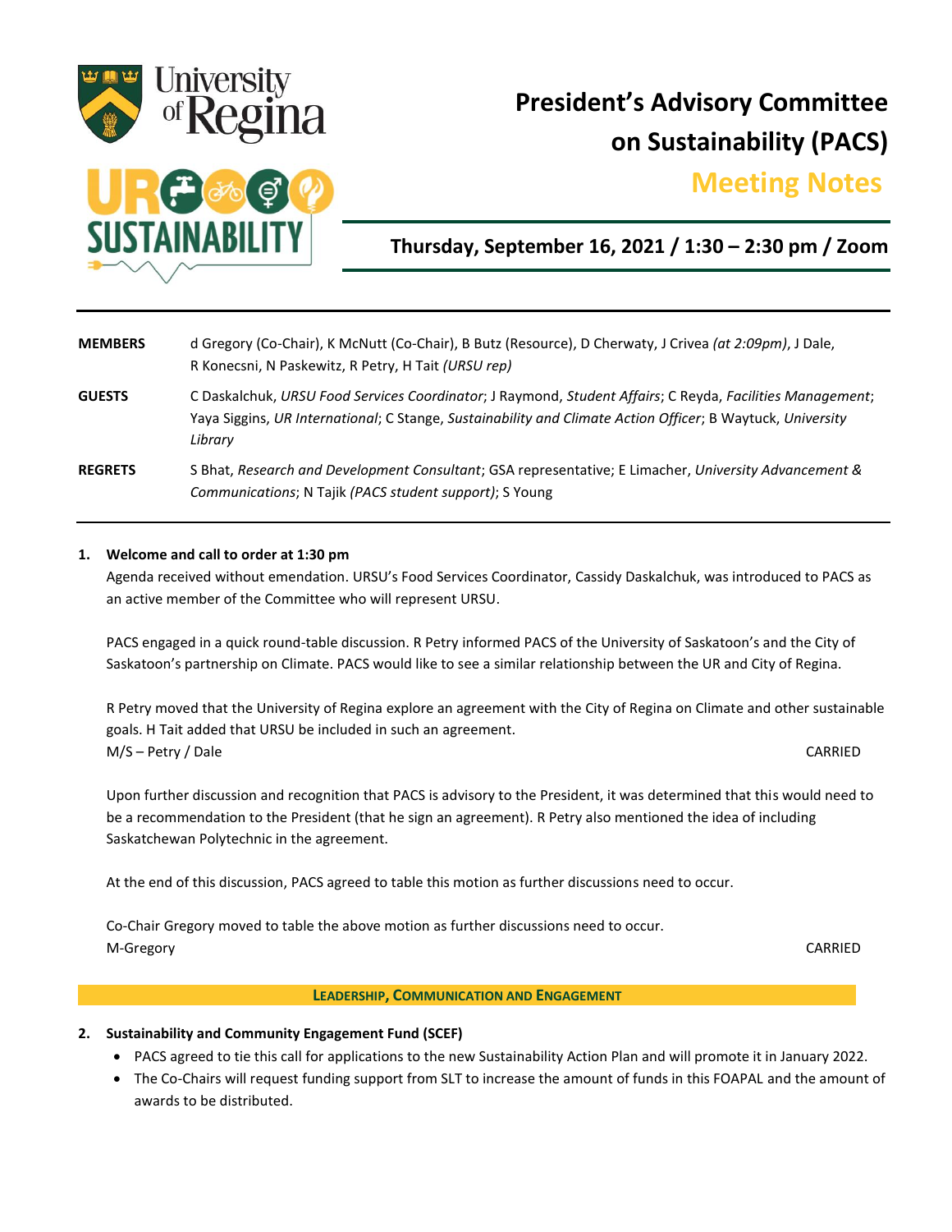University of Regina

UR SUSTAINABILITY

# President's Advisory Committee on Sustainability (PACS)

## Meeting Notes

**Thursday, September 16, 2021 / 1:30 – 2:30 pm / Zoom**

| | |
|---|---|
| **MEMBERS** | d Gregory (Co-Chair), K McNutt (Co-Chair), B Butz (Resource), D Cherwaty, J Crivea *(at 2:09pm)*, J Dale, R Konecsni, N Paskewitz, R Petry, H Tait *(URSU rep)* |
| **GUESTS** | C Daskalchuk, *URSU Food Services Coordinator*; J Raymond, *Student Affairs*; C Reyda, *Facilities Management*; Yaya Siggins, *UR International*; C Stange, *Sustainability and Climate Action Officer*; B Waytuck, *University Library* |
| **REGRETS** | S Bhat, *Research and Development Consultant*; GSA representative; E Limacher, *University Advancement & Communications*; N Tajik *(PACS student support)*; S Young |

**1. Welcome and call to order at 1:30 pm**

Agenda received without emendation. URSU's Food Services Coordinator, Cassidy Daskalchuk, was introduced to PACS as an active member of the Committee who will represent URSU.

PACS engaged in a quick round-table discussion. R Petry informed PACS of the University of Saskatoon's and the City of Saskatoon's partnership on Climate. PACS would like to see a similar relationship between the UR and City of Regina.

R Petry moved that the University of Regina explore an agreement with the City of Regina on Climate and other sustainable goals. H Tait added that URSU be included in such an agreement.

M/S – Petry / Dale — CARRIED

Upon further discussion and recognition that PACS is advisory to the President, it was determined that this would need to be a recommendation to the President (that he sign an agreement). R Petry also mentioned the idea of including Saskatchewan Polytechnic in the agreement.

At the end of this discussion, PACS agreed to table this motion as further discussions need to occur.

Co-Chair Gregory moved to table the above motion as further discussions need to occur.

M-Gregory — CARRIED

**LEADERSHIP, COMMUNICATION AND ENGAGEMENT**

**2. Sustainability and Community Engagement Fund (SCEF)**

- PACS agreed to tie this call for applications to the new Sustainability Action Plan and will promote it in January 2022.
- The Co-Chairs will request funding support from SLT to increase the amount of funds in this FOAPAL and the amount of awards to be distributed.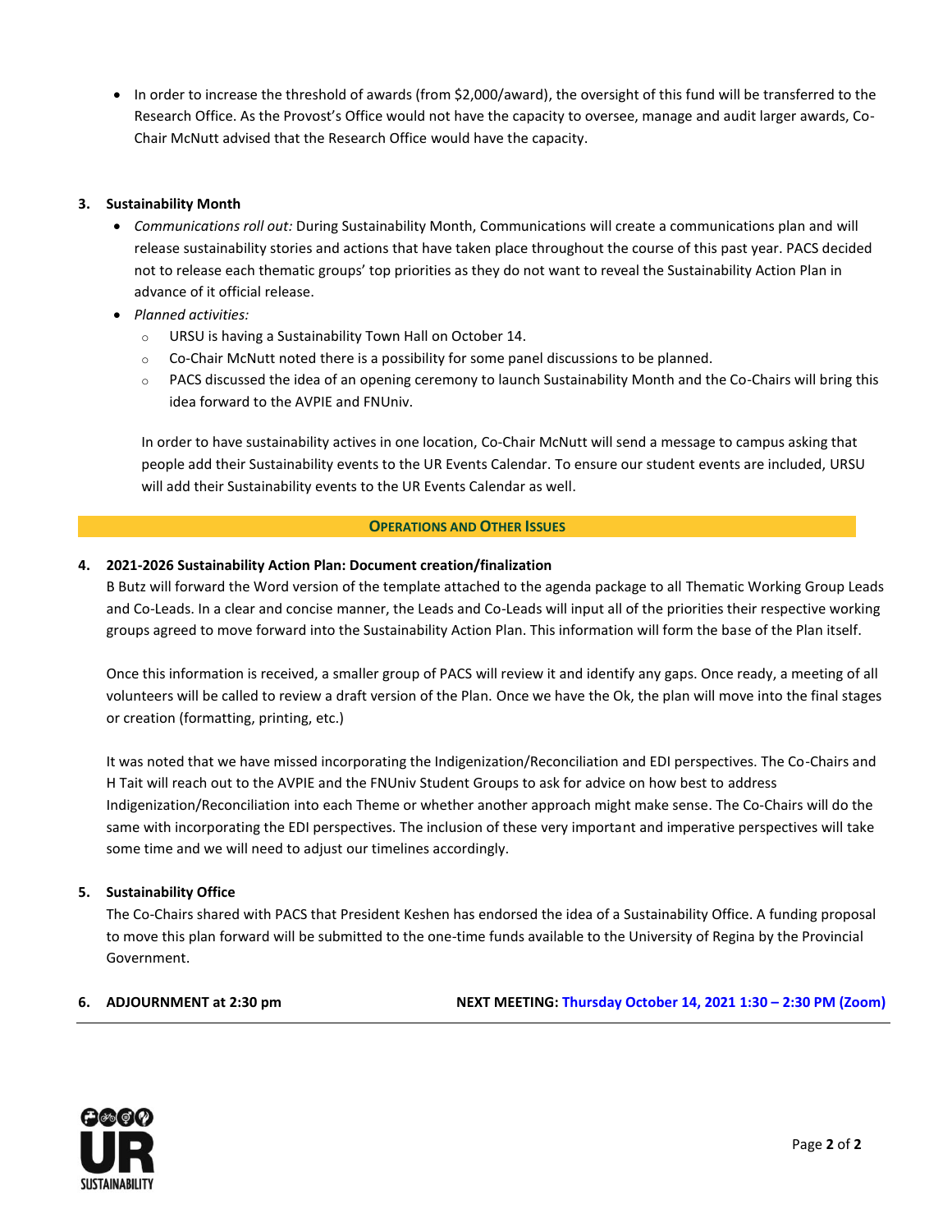- In order to increase the threshold of awards (from $2,000/award), the oversight of this fund will be transferred to the Research Office. As the Provost's Office would not have the capacity to oversee, manage and audit larger awards, Co-Chair McNutt advised that the Research Office would have the capacity.

**3. Sustainability Month**

- *Communications roll out:* During Sustainability Month, Communications will create a communications plan and will release sustainability stories and actions that have taken place throughout the course of this past year. PACS decided not to release each thematic groups' top priorities as they do not want to reveal the Sustainability Action Plan in advance of it official release.
- *Planned activities:*
  - URSU is having a Sustainability Town Hall on October 14.
  - Co-Chair McNutt noted there is a possibility for some panel discussions to be planned.
  - PACS discussed the idea of an opening ceremony to launch Sustainability Month and the Co-Chairs will bring this idea forward to the AVPIE and FNUniv.

In order to have sustainability actives in one location, Co-Chair McNutt will send a message to campus asking that people add their Sustainability events to the UR Events Calendar. To ensure our student events are included, URSU will add their Sustainability events to the UR Events Calendar as well.

## OPERATIONS AND OTHER ISSUES

**4. 2021-2026 Sustainability Action Plan: Document creation/finalization**

B Butz will forward the Word version of the template attached to the agenda package to all Thematic Working Group Leads and Co-Leads. In a clear and concise manner, the Leads and Co-Leads will input all of the priorities their respective working groups agreed to move forward into the Sustainability Action Plan. This information will form the base of the Plan itself.

Once this information is received, a smaller group of PACS will review it and identify any gaps. Once ready, a meeting of all volunteers will be called to review a draft version of the Plan. Once we have the Ok, the plan will move into the final stages or creation (formatting, printing, etc.)

It was noted that we have missed incorporating the Indigenization/Reconciliation and EDI perspectives. The Co-Chairs and H Tait will reach out to the AVPIE and the FNUniv Student Groups to ask for advice on how best to address Indigenization/Reconciliation into each Theme or whether another approach might make sense. The Co-Chairs will do the same with incorporating the EDI perspectives. The inclusion of these very important and imperative perspectives will take some time and we will need to adjust our timelines accordingly.

**5. Sustainability Office**

The Co-Chairs shared with PACS that President Keshen has endorsed the idea of a Sustainability Office. A funding proposal to move this plan forward will be submitted to the one-time funds available to the University of Regina by the Provincial Government.

**6. ADJOURNMENT at 2:30 pm** **NEXT MEETING: Thursday October 14, 2021 1:30 – 2:30 PM (Zoom)**

UR SUSTAINABILITY